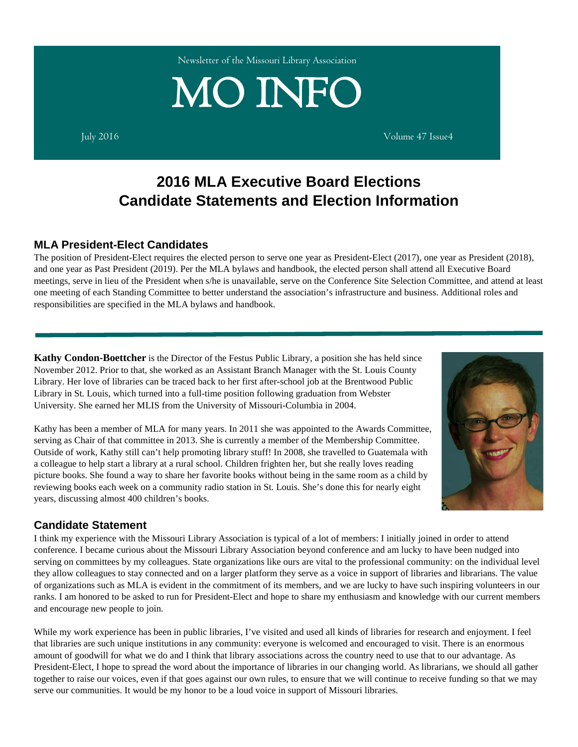Newsletter of the Missouri Library Association

# MO INFO

July 2016 Volume 47 Issue4

# 2016 MLA Executive Board Elections
# Candidate Statements and Election Information

## MLA President-Elect Candidates

The position of President-Elect requires the elected person to serve one year as President-Elect (2017), one year as President (2018), and one year as Past President (2019). Per the MLA bylaws and handbook, the elected person shall attend all Executive Board meetings, serve in lieu of the President when s/he is unavailable, serve on the Conference Site Selection Committee, and attend at least one meeting of each Standing Committee to better understand the association's infrastructure and business. Additional roles and responsibilities are specified in the MLA bylaws and handbook.

---

**Kathy Condon-Boettcher** is the Director of the Festus Public Library, a position she has held since November 2012. Prior to that, she worked as an Assistant Branch Manager with the St. Louis County Library. Her love of libraries can be traced back to her first after-school job at the Brentwood Public Library in St. Louis, which turned into a full-time position following graduation from Webster University. She earned her MLIS from the University of Missouri-Columbia in 2004.

Kathy has been a member of MLA for many years. In 2011 she was appointed to the Awards Committee, serving as Chair of that committee in 2013. She is currently a member of the Membership Committee. Outside of work, Kathy still can't help promoting library stuff! In 2008, she travelled to Guatemala with a colleague to help start a library at a rural school. Children frighten her, but she really loves reading picture books. She found a way to share her favorite books without being in the same room as a child by reviewing books each week on a community radio station in St. Louis. She's done this for nearly eight years, discussing almost 400 children's books.

## Candidate Statement

I think my experience with the Missouri Library Association is typical of a lot of members: I initially joined in order to attend conference. I became curious about the Missouri Library Association beyond conference and am lucky to have been nudged into serving on committees by my colleagues. State organizations like ours are vital to the professional community: on the individual level they allow colleagues to stay connected and on a larger platform they serve as a voice in support of libraries and librarians. The value of organizations such as MLA is evident in the commitment of its members, and we are lucky to have such inspiring volunteers in our ranks. I am honored to be asked to run for President-Elect and hope to share my enthusiasm and knowledge with our current members and encourage new people to join.

While my work experience has been in public libraries, I've visited and used all kinds of libraries for research and enjoyment. I feel that libraries are such unique institutions in any community: everyone is welcomed and encouraged to visit. There is an enormous amount of goodwill for what we do and I think that library associations across the country need to use that to our advantage. As President-Elect, I hope to spread the word about the importance of libraries in our changing world. As librarians, we should all gather together to raise our voices, even if that goes against our own rules, to ensure that we will continue to receive funding so that we may serve our communities. It would be my honor to be a loud voice in support of Missouri libraries.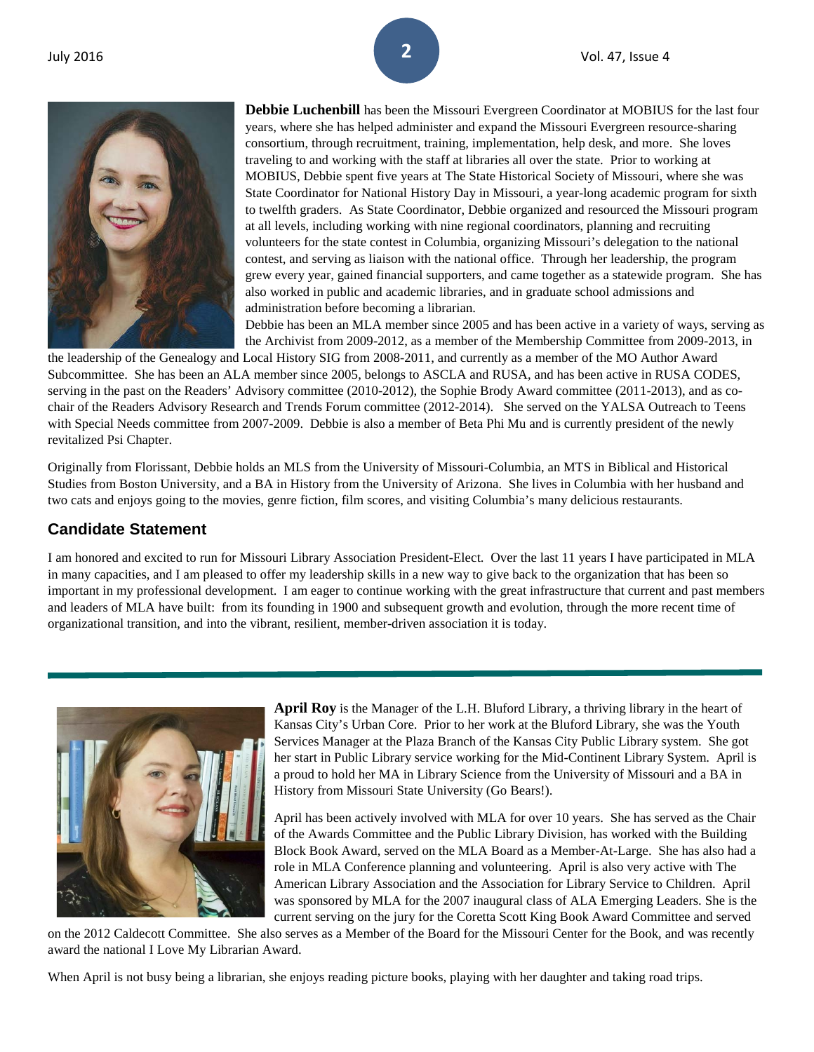**Debbie Luchenbill** has been the Missouri Evergreen Coordinator at MOBIUS for the last four years, where she has helped administer and expand the Missouri Evergreen resource-sharing consortium, through recruitment, training, implementation, help desk, and more. She loves traveling to and working with the staff at libraries all over the state. Prior to working at MOBIUS, Debbie spent five years at The State Historical Society of Missouri, where she was State Coordinator for National History Day in Missouri, a year-long academic program for sixth to twelfth graders. As State Coordinator, Debbie organized and resourced the Missouri program at all levels, including working with nine regional coordinators, planning and recruiting volunteers for the state contest in Columbia, organizing Missouri's delegation to the national contest, and serving as liaison with the national office. Through her leadership, the program grew every year, gained financial supporters, and came together as a statewide program. She has also worked in public and academic libraries, and in graduate school admissions and administration before becoming a librarian.

Debbie has been an MLA member since 2005 and has been active in a variety of ways, serving as the Archivist from 2009-2012, as a member of the Membership Committee from 2009-2013, in the leadership of the Genealogy and Local History SIG from 2008-2011, and currently as a member of the MO Author Award Subcommittee. She has been an ALA member since 2005, belongs to ASCLA and RUSA, and has been active in RUSA CODES, serving in the past on the Readers' Advisory committee (2010-2012), the Sophie Brody Award committee (2011-2013), and as co-chair of the Readers Advisory Research and Trends Forum committee (2012-2014). She served on the YALSA Outreach to Teens with Special Needs committee from 2007-2009. Debbie is also a member of Beta Phi Mu and is currently president of the newly revitalized Psi Chapter.

Originally from Florissant, Debbie holds an MLS from the University of Missouri-Columbia, an MTS in Biblical and Historical Studies from Boston University, and a BA in History from the University of Arizona. She lives in Columbia with her husband and two cats and enjoys going to the movies, genre fiction, film scores, and visiting Columbia's many delicious restaurants.

## Candidate Statement

I am honored and excited to run for Missouri Library Association President-Elect. Over the last 11 years I have participated in MLA in many capacities, and I am pleased to offer my leadership skills in a new way to give back to the organization that has been so important in my professional development. I am eager to continue working with the great infrastructure that current and past members and leaders of MLA have built: from its founding in 1900 and subsequent growth and evolution, through the more recent time of organizational transition, and into the vibrant, resilient, member-driven association it is today.

---

**April Roy** is the Manager of the L.H. Bluford Library, a thriving library in the heart of Kansas City's Urban Core. Prior to her work at the Bluford Library, she was the Youth Services Manager at the Plaza Branch of the Kansas City Public Library system. She got her start in Public Library service working for the Mid-Continent Library System. April is a proud to hold her MA in Library Science from the University of Missouri and a BA in History from Missouri State University (Go Bears!).

April has been actively involved with MLA for over 10 years. She has served as the Chair of the Awards Committee and the Public Library Division, has worked with the Building Block Book Award, served on the MLA Board as a Member-At-Large. She has also had a role in MLA Conference planning and volunteering. April is also very active with The American Library Association and the Association for Library Service to Children. April was sponsored by MLA for the 2007 inaugural class of ALA Emerging Leaders. She is the current serving on the jury for the Coretta Scott King Book Award Committee and served on the 2012 Caldecott Committee. She also serves as a Member of the Board for the Missouri Center for the Book, and was recently award the national I Love My Librarian Award.

When April is not busy being a librarian, she enjoys reading picture books, playing with her daughter and taking road trips.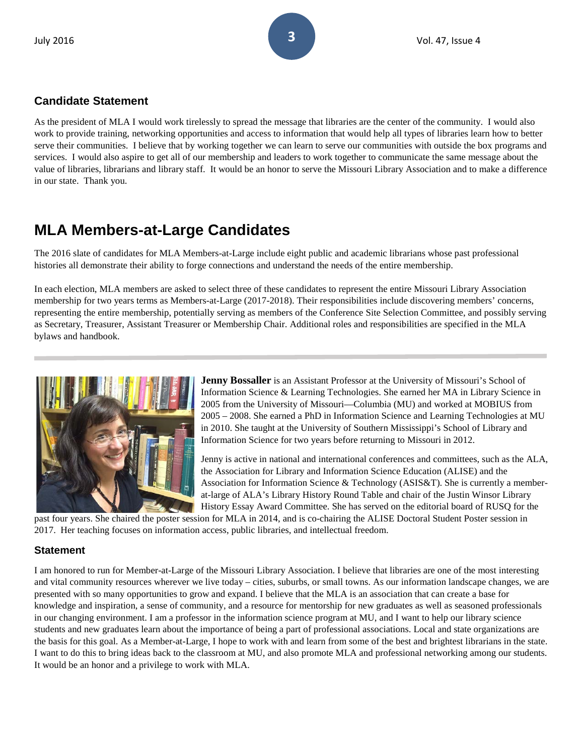### Candidate Statement

As the president of MLA I would work tirelessly to spread the message that libraries are the center of the community. I would also work to provide training, networking opportunities and access to information that would help all types of libraries learn how to better serve their communities. I believe that by working together we can learn to serve our communities with outside the box programs and services. I would also aspire to get all of our membership and leaders to work together to communicate the same message about the value of libraries, librarians and library staff. It would be an honor to serve the Missouri Library Association and to make a difference in our state. Thank you.

## MLA Members-at-Large Candidates

The 2016 slate of candidates for MLA Members-at-Large include eight public and academic librarians whose past professional histories all demonstrate their ability to forge connections and understand the needs of the entire membership.

In each election, MLA members are asked to select three of these candidates to represent the entire Missouri Library Association membership for two years terms as Members-at-Large (2017-2018). Their responsibilities include discovering members' concerns, representing the entire membership, potentially serving as members of the Conference Site Selection Committee, and possibly serving as Secretary, Treasurer, Assistant Treasurer or Membership Chair. Additional roles and responsibilities are specified in the MLA bylaws and handbook.

**Jenny Bossaller** is an Assistant Professor at the University of Missouri's School of Information Science & Learning Technologies. She earned her MA in Library Science in 2005 from the University of Missouri—Columbia (MU) and worked at MOBIUS from 2005 – 2008. She earned a PhD in Information Science and Learning Technologies at MU in 2010. She taught at the University of Southern Mississippi's School of Library and Information Science for two years before returning to Missouri in 2012.

Jenny is active in national and international conferences and committees, such as the ALA, the Association for Library and Information Science Education (ALISE) and the Association for Information Science & Technology (ASIS&T). She is currently a member-at-large of ALA's Library History Round Table and chair of the Justin Winsor Library History Essay Award Committee. She has served on the editorial board of RUSQ for the past four years. She chaired the poster session for MLA in 2014, and is co-chairing the ALISE Doctoral Student Poster session in 2017. Her teaching focuses on information access, public libraries, and intellectual freedom.

### Statement

I am honored to run for Member-at-Large of the Missouri Library Association. I believe that libraries are one of the most interesting and vital community resources wherever we live today – cities, suburbs, or small towns. As our information landscape changes, we are presented with so many opportunities to grow and expand. I believe that the MLA is an association that can create a base for knowledge and inspiration, a sense of community, and a resource for mentorship for new graduates as well as seasoned professionals in our changing environment. I am a professor in the information science program at MU, and I want to help our library science students and new graduates learn about the importance of being a part of professional associations. Local and state organizations are the basis for this goal. As a Member-at-Large, I hope to work with and learn from some of the best and brightest librarians in the state. I want to do this to bring ideas back to the classroom at MU, and also promote MLA and professional networking among our students. It would be an honor and a privilege to work with MLA.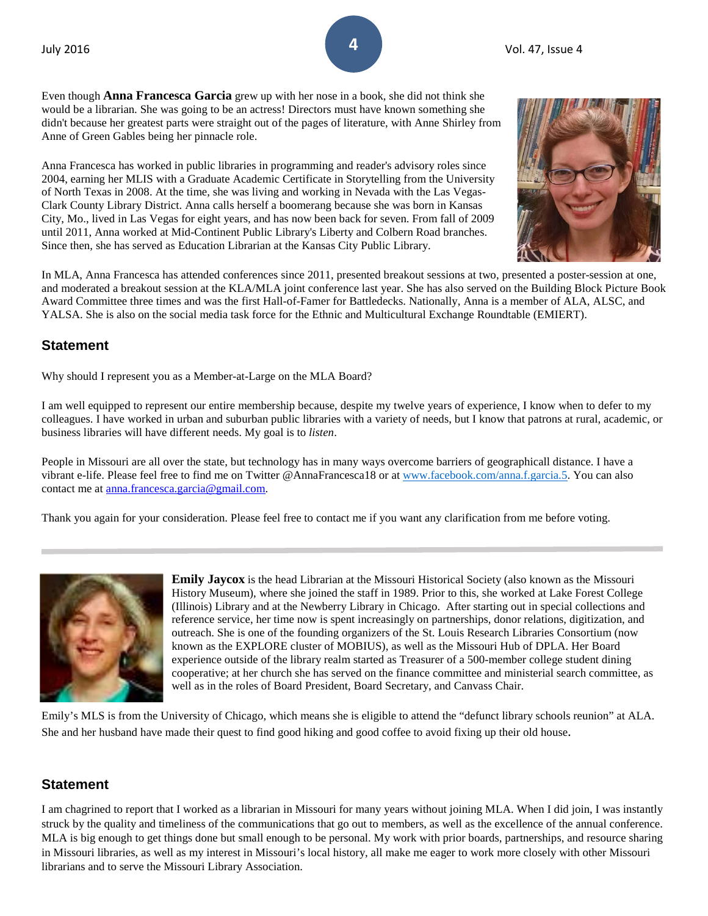Even though **Anna Francesca Garcia** grew up with her nose in a book, she did not think she would be a librarian. She was going to be an actress! Directors must have known something she didn't because her greatest parts were straight out of the pages of literature, with Anne Shirley from Anne of Green Gables being her pinnacle role.

Anna Francesca has worked in public libraries in programming and reader's advisory roles since 2004, earning her MLIS with a Graduate Academic Certificate in Storytelling from the University of North Texas in 2008. At the time, she was living and working in Nevada with the Las Vegas-Clark County Library District. Anna calls herself a boomerang because she was born in Kansas City, Mo., lived in Las Vegas for eight years, and has now been back for seven. From fall of 2009 until 2011, Anna worked at Mid-Continent Public Library's Liberty and Colbern Road branches. Since then, she has served as Education Librarian at the Kansas City Public Library.

In MLA, Anna Francesca has attended conferences since 2011, presented breakout sessions at two, presented a poster-session at one, and moderated a breakout session at the KLA/MLA joint conference last year. She has also served on the Building Block Picture Book Award Committee three times and was the first Hall-of-Famer for Battledecks. Nationally, Anna is a member of ALA, ALSC, and YALSA. She is also on the social media task force for the Ethnic and Multicultural Exchange Roundtable (EMIERT).

## Statement

Why should I represent you as a Member-at-Large on the MLA Board?

I am well equipped to represent our entire membership because, despite my twelve years of experience, I know when to defer to my colleagues. I have worked in urban and suburban public libraries with a variety of needs, but I know that patrons at rural, academic, or business libraries will have different needs. My goal is to *listen*.

People in Missouri are all over the state, but technology has in many ways overcome barriers of geographicall distance. I have a vibrant e-life. Please feel free to find me on Twitter @AnnaFrancesca18 or at www.facebook.com/anna.f.garcia.5. You can also contact me at anna.francesca.garcia@gmail.com.

Thank you again for your consideration. Please feel free to contact me if you want any clarification from me before voting.

---

**Emily Jaycox** is the head Librarian at the Missouri Historical Society (also known as the Missouri History Museum), where she joined the staff in 1989. Prior to this, she worked at Lake Forest College (Illinois) Library and at the Newberry Library in Chicago. After starting out in special collections and reference service, her time now is spent increasingly on partnerships, donor relations, digitization, and outreach. She is one of the founding organizers of the St. Louis Research Libraries Consortium (now known as the EXPLORE cluster of MOBIUS), as well as the Missouri Hub of DPLA. Her Board experience outside of the library realm started as Treasurer of a 500-member college student dining cooperative; at her church she has served on the finance committee and ministerial search committee, as well as in the roles of Board President, Board Secretary, and Canvass Chair.

Emily's MLS is from the University of Chicago, which means she is eligible to attend the "defunct library schools reunion" at ALA. She and her husband have made their quest to find good hiking and good coffee to avoid fixing up their old house.

## Statement

I am chagrined to report that I worked as a librarian in Missouri for many years without joining MLA. When I did join, I was instantly struck by the quality and timeliness of the communications that go out to members, as well as the excellence of the annual conference. MLA is big enough to get things done but small enough to be personal. My work with prior boards, partnerships, and resource sharing in Missouri libraries, as well as my interest in Missouri's local history, all make me eager to work more closely with other Missouri librarians and to serve the Missouri Library Association.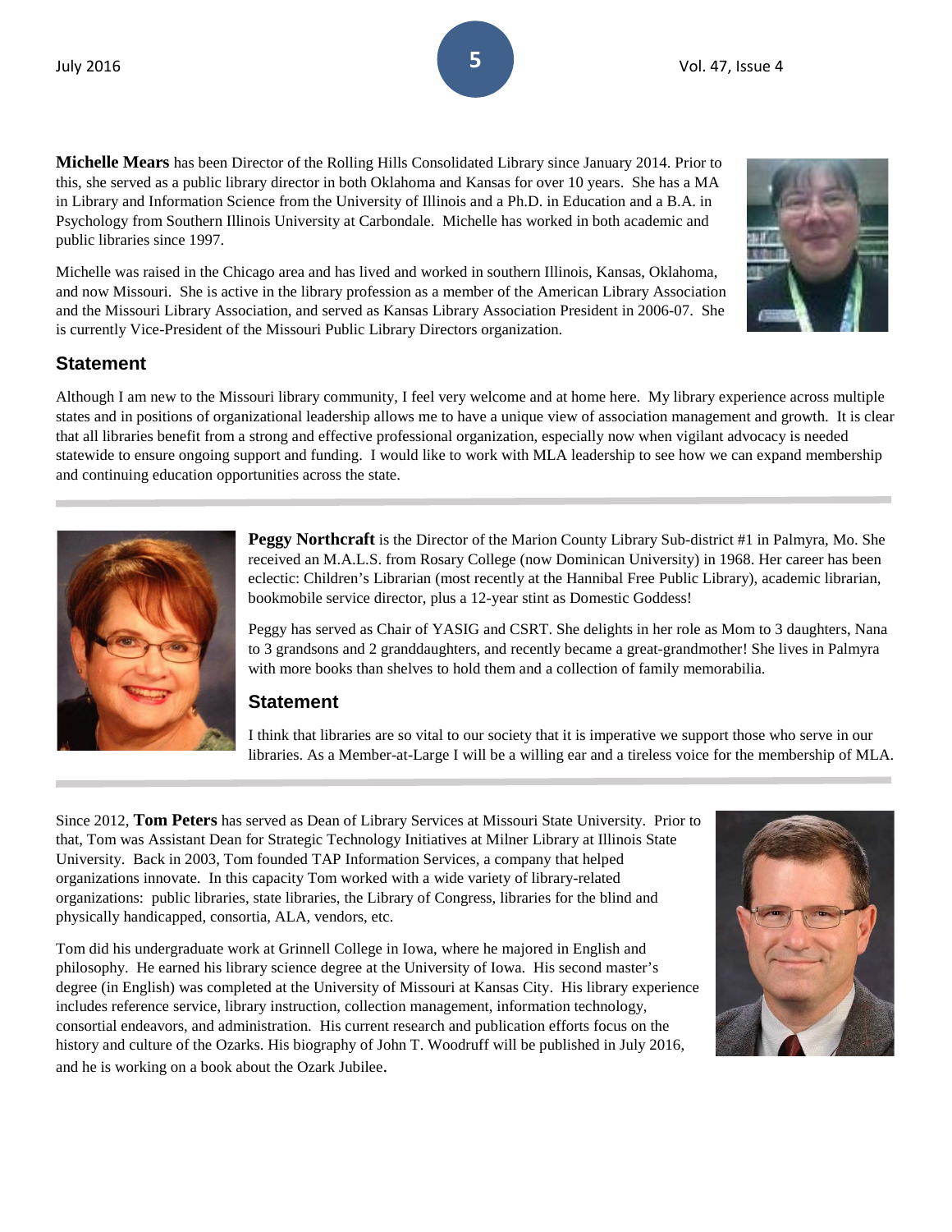**Michelle Mears** has been Director of the Rolling Hills Consolidated Library since January 2014. Prior to this, she served as a public library director in both Oklahoma and Kansas for over 10 years. She has a MA in Library and Information Science from the University of Illinois and a Ph.D. in Education and a B.A. in Psychology from Southern Illinois University at Carbondale. Michelle has worked in both academic and public libraries since 1997.

Michelle was raised in the Chicago area and has lived and worked in southern Illinois, Kansas, Oklahoma, and now Missouri. She is active in the library profession as a member of the American Library Association and the Missouri Library Association, and served as Kansas Library Association President in 2006-07. She is currently Vice-President of the Missouri Public Library Directors organization.

### Statement

Although I am new to the Missouri library community, I feel very welcome and at home here. My library experience across multiple states and in positions of organizational leadership allows me to have a unique view of association management and growth. It is clear that all libraries benefit from a strong and effective professional organization, especially now when vigilant advocacy is needed statewide to ensure ongoing support and funding. I would like to work with MLA leadership to see how we can expand membership and continuing education opportunities across the state.

---

**Peggy Northcraft** is the Director of the Marion County Library Sub-district #1 in Palmyra, Mo. She received an M.A.L.S. from Rosary College (now Dominican University) in 1968. Her career has been eclectic: Children's Librarian (most recently at the Hannibal Free Public Library), academic librarian, bookmobile service director, plus a 12-year stint as Domestic Goddess!

Peggy has served as Chair of YASIG and CSRT. She delights in her role as Mom to 3 daughters, Nana to 3 grandsons and 2 granddaughters, and recently became a great-grandmother! She lives in Palmyra with more books than shelves to hold them and a collection of family memorabilia.

### Statement

I think that libraries are so vital to our society that it is imperative we support those who serve in our libraries. As a Member-at-Large I will be a willing ear and a tireless voice for the membership of MLA.

---

Since 2012, **Tom Peters** has served as Dean of Library Services at Missouri State University. Prior to that, Tom was Assistant Dean for Strategic Technology Initiatives at Milner Library at Illinois State University. Back in 2003, Tom founded TAP Information Services, a company that helped organizations innovate. In this capacity Tom worked with a wide variety of library-related organizations: public libraries, state libraries, the Library of Congress, libraries for the blind and physically handicapped, consortia, ALA, vendors, etc.

Tom did his undergraduate work at Grinnell College in Iowa, where he majored in English and philosophy. He earned his library science degree at the University of Iowa. His second master's degree (in English) was completed at the University of Missouri at Kansas City. His library experience includes reference service, library instruction, collection management, information technology, consortial endeavors, and administration. His current research and publication efforts focus on the history and culture of the Ozarks. His biography of John T. Woodruff will be published in July 2016, and he is working on a book about the Ozark Jubilee.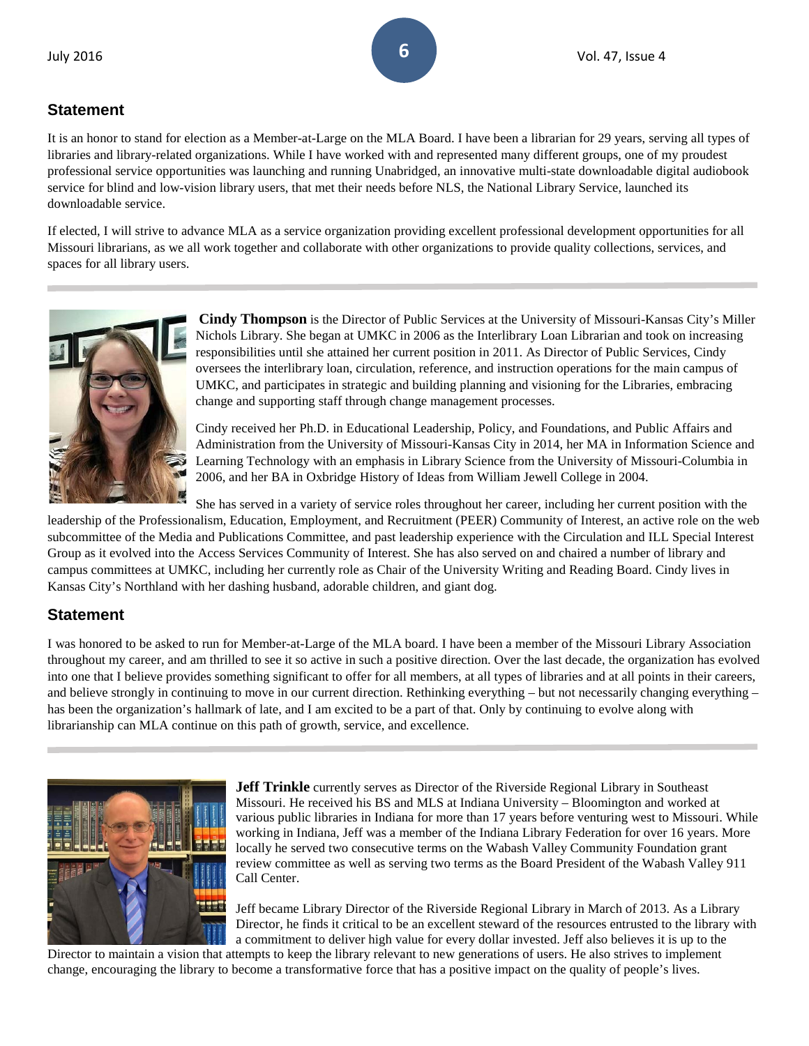## Statement

It is an honor to stand for election as a Member-at-Large on the MLA Board. I have been a librarian for 29 years, serving all types of libraries and library-related organizations. While I have worked with and represented many different groups, one of my proudest professional service opportunities was launching and running Unabridged, an innovative multi-state downloadable digital audiobook service for blind and low-vision library users, that met their needs before NLS, the National Library Service, launched its downloadable service.

If elected, I will strive to advance MLA as a service organization providing excellent professional development opportunities for all Missouri librarians, as we all work together and collaborate with other organizations to provide quality collections, services, and spaces for all library users.

---

**Cindy Thompson** is the Director of Public Services at the University of Missouri-Kansas City's Miller Nichols Library. She began at UMKC in 2006 as the Interlibrary Loan Librarian and took on increasing responsibilities until she attained her current position in 2011. As Director of Public Services, Cindy oversees the interlibrary loan, circulation, reference, and instruction operations for the main campus of UMKC, and participates in strategic and building planning and visioning for the Libraries, embracing change and supporting staff through change management processes.

Cindy received her Ph.D. in Educational Leadership, Policy, and Foundations, and Public Affairs and Administration from the University of Missouri-Kansas City in 2014, her MA in Information Science and Learning Technology with an emphasis in Library Science from the University of Missouri-Columbia in 2006, and her BA in Oxbridge History of Ideas from William Jewell College in 2004.

She has served in a variety of service roles throughout her career, including her current position with the leadership of the Professionalism, Education, Employment, and Recruitment (PEER) Community of Interest, an active role on the web subcommittee of the Media and Publications Committee, and past leadership experience with the Circulation and ILL Special Interest Group as it evolved into the Access Services Community of Interest. She has also served on and chaired a number of library and campus committees at UMKC, including her currently role as Chair of the University Writing and Reading Board. Cindy lives in Kansas City's Northland with her dashing husband, adorable children, and giant dog.

## Statement

I was honored to be asked to run for Member-at-Large of the MLA board. I have been a member of the Missouri Library Association throughout my career, and am thrilled to see it so active in such a positive direction. Over the last decade, the organization has evolved into one that I believe provides something significant to offer for all members, at all types of libraries and at all points in their careers, and believe strongly in continuing to move in our current direction. Rethinking everything – but not necessarily changing everything – has been the organization's hallmark of late, and I am excited to be a part of that. Only by continuing to evolve along with librarianship can MLA continue on this path of growth, service, and excellence.

---

**Jeff Trinkle** currently serves as Director of the Riverside Regional Library in Southeast Missouri. He received his BS and MLS at Indiana University – Bloomington and worked at various public libraries in Indiana for more than 17 years before venturing west to Missouri. While working in Indiana, Jeff was a member of the Indiana Library Federation for over 16 years. More locally he served two consecutive terms on the Wabash Valley Community Foundation grant review committee as well as serving two terms as the Board President of the Wabash Valley 911 Call Center.

Jeff became Library Director of the Riverside Regional Library in March of 2013. As a Library Director, he finds it critical to be an excellent steward of the resources entrusted to the library with a commitment to deliver high value for every dollar invested. Jeff also believes it is up to the Director to maintain a vision that attempts to keep the library relevant to new generations of users. He also strives to implement change, encouraging the library to become a transformative force that has a positive impact on the quality of people's lives.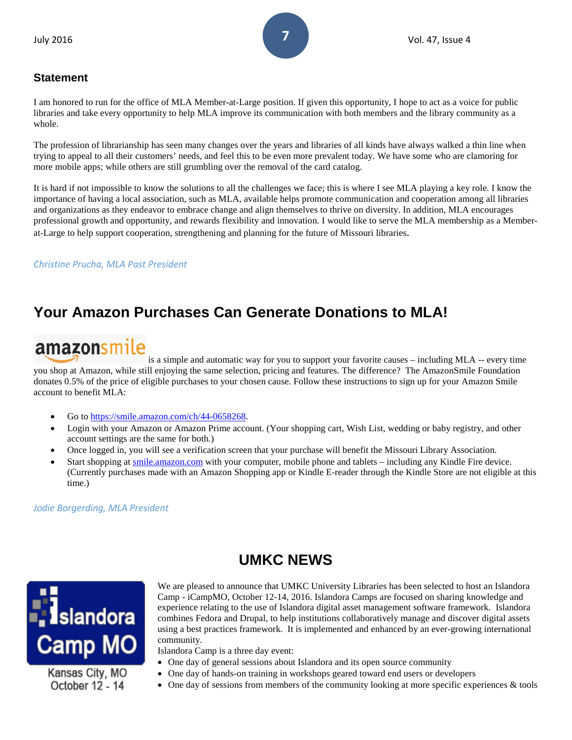### Statement

I am honored to run for the office of MLA Member-at-Large position. If given this opportunity, I hope to act as a voice for public libraries and take every opportunity to help MLA improve its communication with both members and the library community as a whole.

The profession of librarianship has seen many changes over the years and libraries of all kinds have always walked a thin line when trying to appeal to all their customers' needs, and feel this to be even more prevalent today. We have some who are clamoring for more mobile apps; while others are still grumbling over the removal of the card catalog.

It is hard if not impossible to know the solutions to all the challenges we face; this is where I see MLA playing a key role. I know the importance of having a local association, such as MLA, available helps promote communication and cooperation among all libraries and organizations as they endeavor to embrace change and align themselves to thrive on diversity. In addition, MLA encourages professional growth and opportunity, and rewards flexibility and innovation. I would like to serve the MLA membership as a Member-at-Large to help support cooperation, strengthening and planning for the future of Missouri libraries.

*Christine Prucha, MLA Past President*

## Your Amazon Purchases Can Generate Donations to MLA!

amazonsmile is a simple and automatic way for you to support your favorite causes – including MLA -- every time you shop at Amazon, while still enjoying the same selection, pricing and features. The difference? The AmazonSmile Foundation donates 0.5% of the price of eligible purchases to your chosen cause. Follow these instructions to sign up for your Amazon Smile account to benefit MLA:

- Go to https://smile.amazon.com/ch/44-0658268.
- Login with your Amazon or Amazon Prime account. (Your shopping cart, Wish List, wedding or baby registry, and other account settings are the same for both.)
- Once logged in, you will see a verification screen that your purchase will benefit the Missouri Library Association.
- Start shopping at smile.amazon.com with your computer, mobile phone and tablets – including any Kindle Fire device. (Currently purchases made with an Amazon Shopping app or Kindle E-reader through the Kindle Store are not eligible at this time.)

*Jodie Borgerding, MLA President*

## UMKC NEWS

Islandora Camp MO

Kansas City, MO
October 12 - 14

We are pleased to announce that UMKC University Libraries has been selected to host an Islandora Camp - iCampMO, October 12-14, 2016. Islandora Camps are focused on sharing knowledge and experience relating to the use of Islandora digital asset management software framework. Islandora combines Fedora and Drupal, to help institutions collaboratively manage and discover digital assets using a best practices framework. It is implemented and enhanced by an ever-growing international community.

Islandora Camp is a three day event:

- One day of general sessions about Islandora and its open source community
- One day of hands-on training in workshops geared toward end users or developers
- One day of sessions from members of the community looking at more specific experiences & tools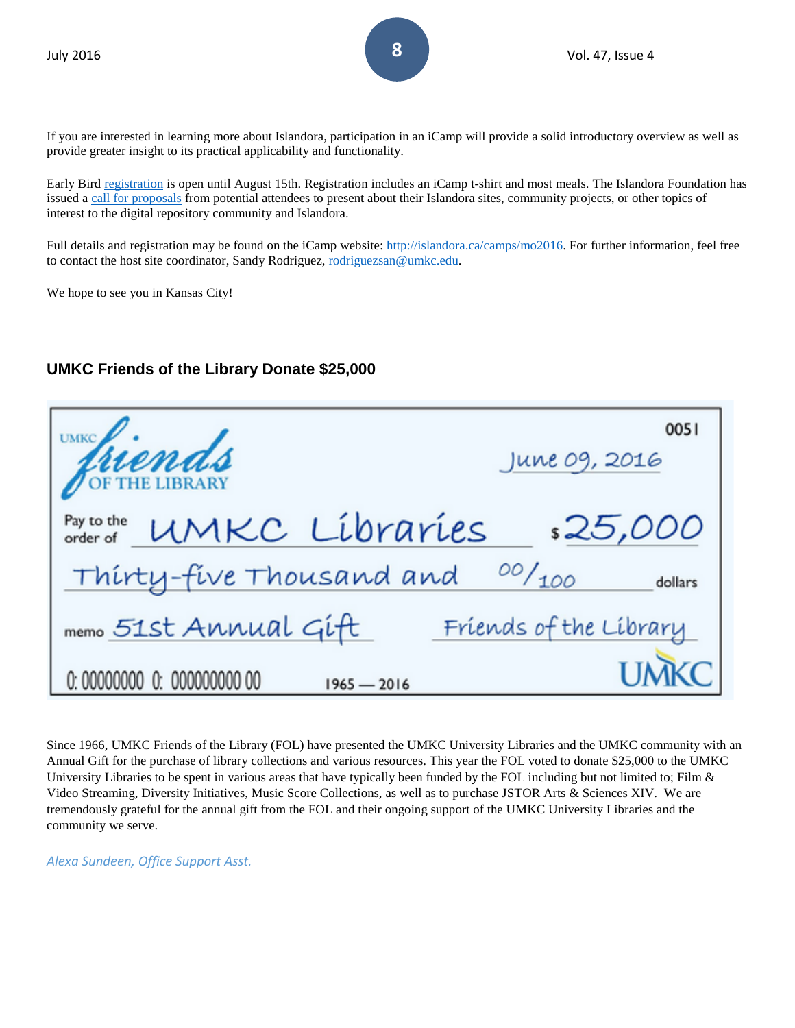If you are interested in learning more about Islandora, participation in an iCamp will provide a solid introductory overview as well as provide greater insight to its practical applicability and functionality.

Early Bird registration is open until August 15th. Registration includes an iCamp t-shirt and most meals. The Islandora Foundation has issued a call for proposals from potential attendees to present about their Islandora sites, community projects, or other topics of interest to the digital repository community and Islandora.

Full details and registration may be found on the iCamp website: http://islandora.ca/camps/mo2016. For further information, feel free to contact the host site coordinator, Sandy Rodriguez, rodriguezsan@umkc.edu.

We hope to see you in Kansas City!

## UMKC Friends of the Library Donate $25,000

UMKC friends OF THE LIBRARY

0051

June 09, 2016

Pay to the order of UMKC Libraries $25,000

Thirty-five Thousand and 00/100 dollars

memo 51st Annual Gift

Friends of the Library

0: 00000000 0: 000000000 00

1965 — 2016

UMKC

Since 1966, UMKC Friends of the Library (FOL) have presented the UMKC University Libraries and the UMKC community with an Annual Gift for the purchase of library collections and various resources. This year the FOL voted to donate $25,000 to the UMKC University Libraries to be spent in various areas that have typically been funded by the FOL including but not limited to; Film & Video Streaming, Diversity Initiatives, Music Score Collections, as well as to purchase JSTOR Arts & Sciences XIV. We are tremendously grateful for the annual gift from the FOL and their ongoing support of the UMKC University Libraries and the community we serve.

*Alexa Sundeen, Office Support Asst.*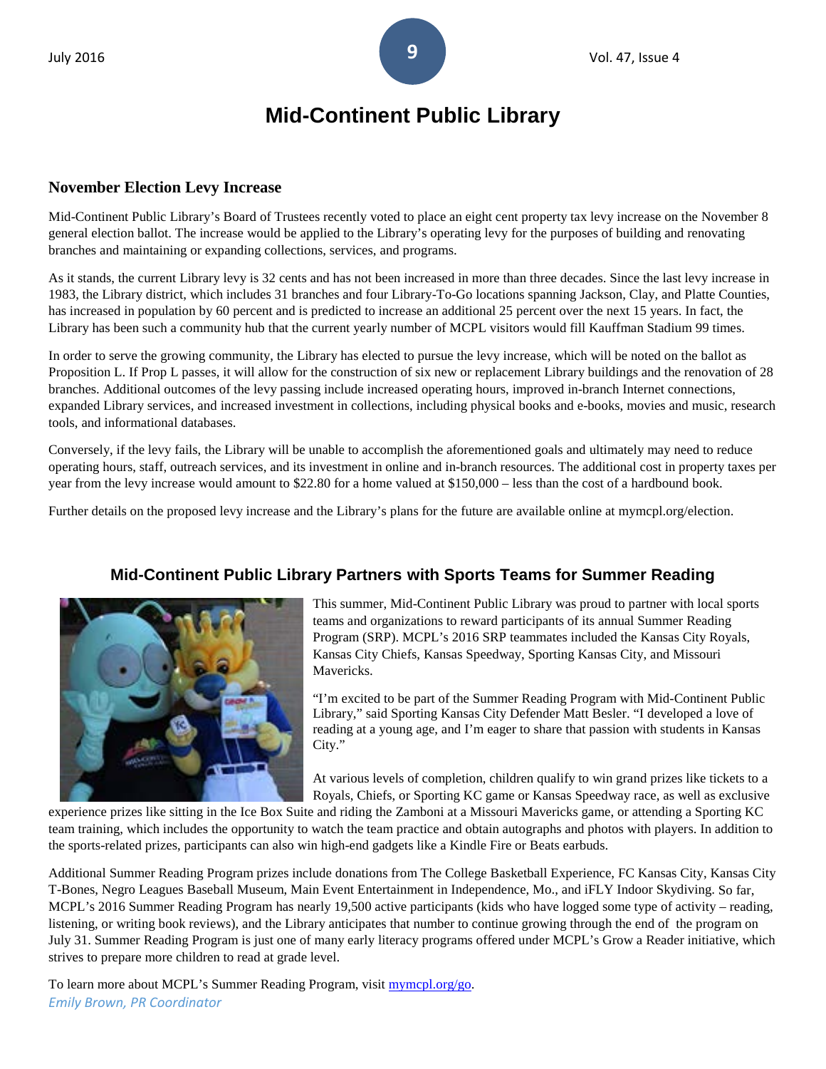# Mid-Continent Public Library

## November Election Levy Increase

Mid-Continent Public Library's Board of Trustees recently voted to place an eight cent property tax levy increase on the November 8 general election ballot. The increase would be applied to the Library's operating levy for the purposes of building and renovating branches and maintaining or expanding collections, services, and programs.

As it stands, the current Library levy is 32 cents and has not been increased in more than three decades. Since the last levy increase in 1983, the Library district, which includes 31 branches and four Library-To-Go locations spanning Jackson, Clay, and Platte Counties, has increased in population by 60 percent and is predicted to increase an additional 25 percent over the next 15 years. In fact, the Library has been such a community hub that the current yearly number of MCPL visitors would fill Kauffman Stadium 99 times.

In order to serve the growing community, the Library has elected to pursue the levy increase, which will be noted on the ballot as Proposition L. If Prop L passes, it will allow for the construction of six new or replacement Library buildings and the renovation of 28 branches. Additional outcomes of the levy passing include increased operating hours, improved in-branch Internet connections, expanded Library services, and increased investment in collections, including physical books and e-books, movies and music, research tools, and informational databases.

Conversely, if the levy fails, the Library will be unable to accomplish the aforementioned goals and ultimately may need to reduce operating hours, staff, outreach services, and its investment in online and in-branch resources. The additional cost in property taxes per year from the levy increase would amount to $22.80 for a home valued at $150,000 – less than the cost of a hardbound book.

Further details on the proposed levy increase and the Library's plans for the future are available online at mymcpl.org/election.

## Mid-Continent Public Library Partners with Sports Teams for Summer Reading

This summer, Mid-Continent Public Library was proud to partner with local sports teams and organizations to reward participants of its annual Summer Reading Program (SRP). MCPL's 2016 SRP teammates included the Kansas City Royals, Kansas City Chiefs, Kansas Speedway, Sporting Kansas City, and Missouri Mavericks.

"I'm excited to be part of the Summer Reading Program with Mid-Continent Public Library," said Sporting Kansas City Defender Matt Besler. "I developed a love of reading at a young age, and I'm eager to share that passion with students in Kansas City."

At various levels of completion, children qualify to win grand prizes like tickets to a Royals, Chiefs, or Sporting KC game or Kansas Speedway race, as well as exclusive experience prizes like sitting in the Ice Box Suite and riding the Zamboni at a Missouri Mavericks game, or attending a Sporting KC team training, which includes the opportunity to watch the team practice and obtain autographs and photos with players. In addition to the sports-related prizes, participants can also win high-end gadgets like a Kindle Fire or Beats earbuds.

Additional Summer Reading Program prizes include donations from The College Basketball Experience, FC Kansas City, Kansas City T-Bones, Negro Leagues Baseball Museum, Main Event Entertainment in Independence, Mo., and iFLY Indoor Skydiving. So far, MCPL's 2016 Summer Reading Program has nearly 19,500 active participants (kids who have logged some type of activity – reading, listening, or writing book reviews), and the Library anticipates that number to continue growing through the end of the program on July 31. Summer Reading Program is just one of many early literacy programs offered under MCPL's Grow a Reader initiative, which strives to prepare more children to read at grade level.

To learn more about MCPL's Summer Reading Program, visit [mymcpl.org/go](mymcpl.org/go).

*Emily Brown, PR Coordinator*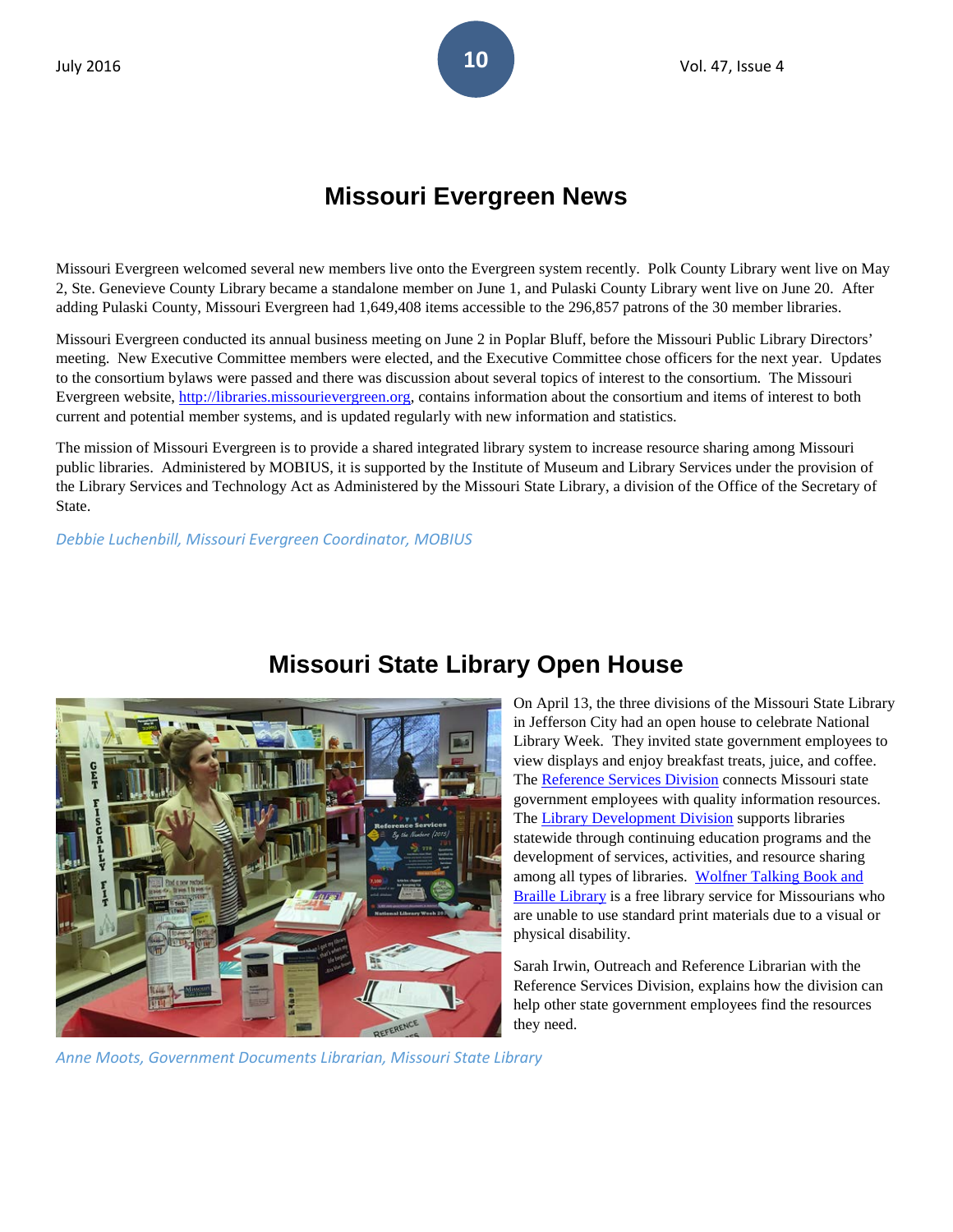# Missouri Evergreen News

Missouri Evergreen welcomed several new members live onto the Evergreen system recently. Polk County Library went live on May 2, Ste. Genevieve County Library became a standalone member on June 1, and Pulaski County Library went live on June 20. After adding Pulaski County, Missouri Evergreen had 1,649,408 items accessible to the 296,857 patrons of the 30 member libraries.

Missouri Evergreen conducted its annual business meeting on June 2 in Poplar Bluff, before the Missouri Public Library Directors' meeting. New Executive Committee members were elected, and the Executive Committee chose officers for the next year. Updates to the consortium bylaws were passed and there was discussion about several topics of interest to the consortium. The Missouri Evergreen website, http://libraries.missourievergreen.org, contains information about the consortium and items of interest to both current and potential member systems, and is updated regularly with new information and statistics.

The mission of Missouri Evergreen is to provide a shared integrated library system to increase resource sharing among Missouri public libraries. Administered by MOBIUS, it is supported by the Institute of Museum and Library Services under the provision of the Library Services and Technology Act as Administered by the Missouri State Library, a division of the Office of the Secretary of State.

*Debbie Luchenbill, Missouri Evergreen Coordinator, MOBIUS*

# Missouri State Library Open House

On April 13, the three divisions of the Missouri State Library in Jefferson City had an open house to celebrate National Library Week. They invited state government employees to view displays and enjoy breakfast treats, juice, and coffee. The Reference Services Division connects Missouri state government employees with quality information resources. The Library Development Division supports libraries statewide through continuing education programs and the development of services, activities, and resource sharing among all types of libraries. Wolfner Talking Book and Braille Library is a free library service for Missourians who are unable to use standard print materials due to a visual or physical disability.

Sarah Irwin, Outreach and Reference Librarian with the Reference Services Division, explains how the division can help other state government employees find the resources they need.

*Anne Moots, Government Documents Librarian, Missouri State Library*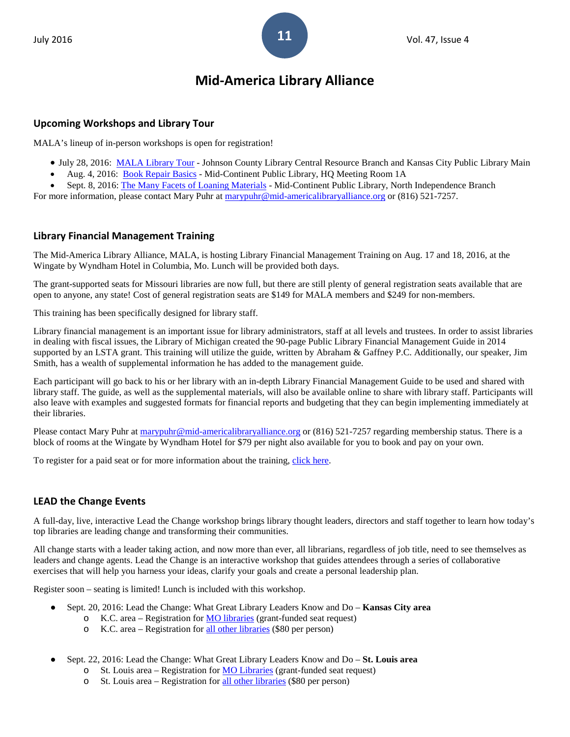# Mid-America Library Alliance

## Upcoming Workshops and Library Tour

MALA's lineup of in-person workshops is open for registration!

- July 28, 2016: MALA Library Tour - Johnson County Library Central Resource Branch and Kansas City Public Library Main
- Aug. 4, 2016: Book Repair Basics - Mid-Continent Public Library, HQ Meeting Room 1A
- Sept. 8, 2016: The Many Facets of Loaning Materials - Mid-Continent Public Library, North Independence Branch

For more information, please contact Mary Puhr at marypuhr@mid-americalibraryalliance.org or (816) 521-7257.

## Library Financial Management Training

The Mid-America Library Alliance, MALA, is hosting Library Financial Management Training on Aug. 17 and 18, 2016, at the Wingate by Wyndham Hotel in Columbia, Mo. Lunch will be provided both days.

The grant-supported seats for Missouri libraries are now full, but there are still plenty of general registration seats available that are open to anyone, any state! Cost of general registration seats are $149 for MALA members and $249 for non-members.

This training has been specifically designed for library staff.

Library financial management is an important issue for library administrators, staff at all levels and trustees. In order to assist libraries in dealing with fiscal issues, the Library of Michigan created the 90-page Public Library Financial Management Guide in 2014 supported by an LSTA grant. This training will utilize the guide, written by Abraham & Gaffney P.C. Additionally, our speaker, Jim Smith, has a wealth of supplemental information he has added to the management guide.

Each participant will go back to his or her library with an in-depth Library Financial Management Guide to be used and shared with library staff. The guide, as well as the supplemental materials, will also be available online to share with library staff. Participants will also leave with examples and suggested formats for financial reports and budgeting that they can begin implementing immediately at their libraries.

Please contact Mary Puhr at marypuhr@mid-americalibraryalliance.org or (816) 521-7257 regarding membership status. There is a block of rooms at the Wingate by Wyndham Hotel for $79 per night also available for you to book and pay on your own.

To register for a paid seat or for more information about the training, click here.

## LEAD the Change Events

A full-day, live, interactive Lead the Change workshop brings library thought leaders, directors and staff together to learn how today's top libraries are leading change and transforming their communities.

All change starts with a leader taking action, and now more than ever, all librarians, regardless of job title, need to see themselves as leaders and change agents. Lead the Change is an interactive workshop that guides attendees through a series of collaborative exercises that will help you harness your ideas, clarify your goals and create a personal leadership plan.

Register soon – seating is limited! Lunch is included with this workshop.

- Sept. 20, 2016: Lead the Change: What Great Library Leaders Know and Do – **Kansas City area**
  - K.C. area – Registration for MO libraries (grant-funded seat request)
  - K.C. area – Registration for all other libraries ($80 per person)

- Sept. 22, 2016: Lead the Change: What Great Library Leaders Know and Do – **St. Louis area**
  - St. Louis area – Registration for MO Libraries (grant-funded seat request)
  - St. Louis area – Registration for all other libraries ($80 per person)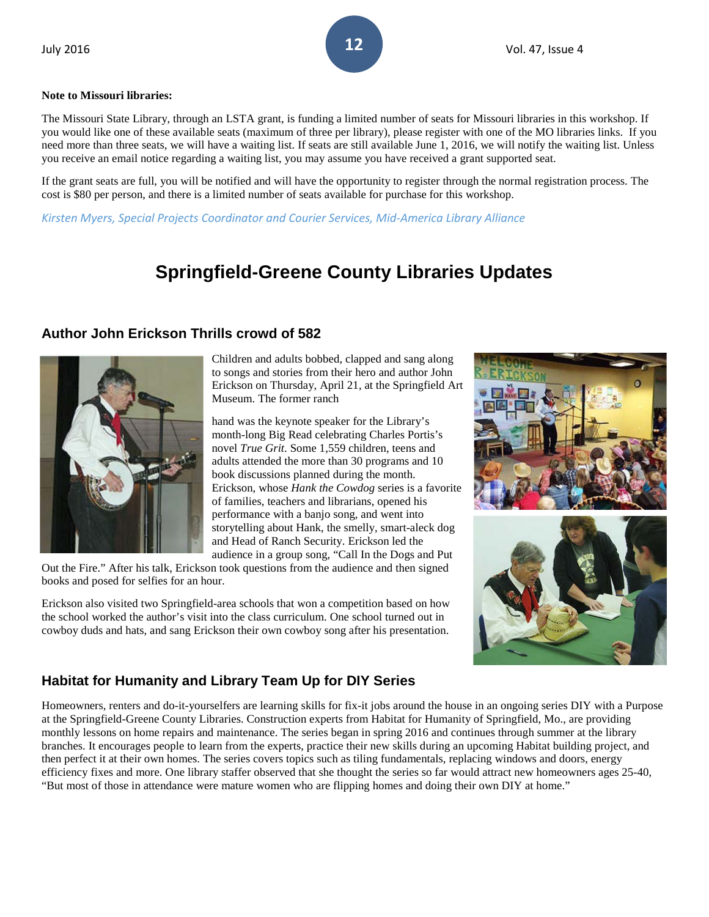**Note to Missouri libraries:**

The Missouri State Library, through an LSTA grant, is funding a limited number of seats for Missouri libraries in this workshop. If you would like one of these available seats (maximum of three per library), please register with one of the MO libraries links. If you need more than three seats, we will have a waiting list. If seats are still available June 1, 2016, we will notify the waiting list. Unless you receive an email notice regarding a waiting list, you may assume you have received a grant supported seat.

If the grant seats are full, you will be notified and will have the opportunity to register through the normal registration process. The cost is $80 per person, and there is a limited number of seats available for purchase for this workshop.

*Kirsten Myers, Special Projects Coordinator and Courier Services, Mid-America Library Alliance*

# Springfield-Greene County Libraries Updates

## Author John Erickson Thrills crowd of 582

Children and adults bobbed, clapped and sang along to songs and stories from their hero and author John Erickson on Thursday, April 21, at the Springfield Art Museum. The former ranch hand was the keynote speaker for the Library's month-long Big Read celebrating Charles Portis's novel *True Grit*. Some 1,559 children, teens and adults attended the more than 30 programs and 10 book discussions planned during the month. Erickson, whose *Hank the Cowdog* series is a favorite of families, teachers and librarians, opened his performance with a banjo song, and went into storytelling about Hank, the smelly, smart-aleck dog and Head of Ranch Security. Erickson led the audience in a group song, "Call In the Dogs and Put Out the Fire." After his talk, Erickson took questions from the audience and then signed books and posed for selfies for an hour.

Erickson also visited two Springfield-area schools that won a competition based on how the school worked the author's visit into the class curriculum. One school turned out in cowboy duds and hats, and sang Erickson their own cowboy song after his presentation.

## Habitat for Humanity and Library Team Up for DIY Series

Homeowners, renters and do-it-yourselfers are learning skills for fix-it jobs around the house in an ongoing series DIY with a Purpose at the Springfield-Greene County Libraries. Construction experts from Habitat for Humanity of Springfield, Mo., are providing monthly lessons on home repairs and maintenance. The series began in spring 2016 and continues through summer at the library branches. It encourages people to learn from the experts, practice their new skills during an upcoming Habitat building project, and then perfect it at their own homes. The series covers topics such as tiling fundamentals, replacing windows and doors, energy efficiency fixes and more. One library staffer observed that she thought the series so far would attract new homeowners ages 25-40, "But most of those in attendance were mature women who are flipping homes and doing their own DIY at home."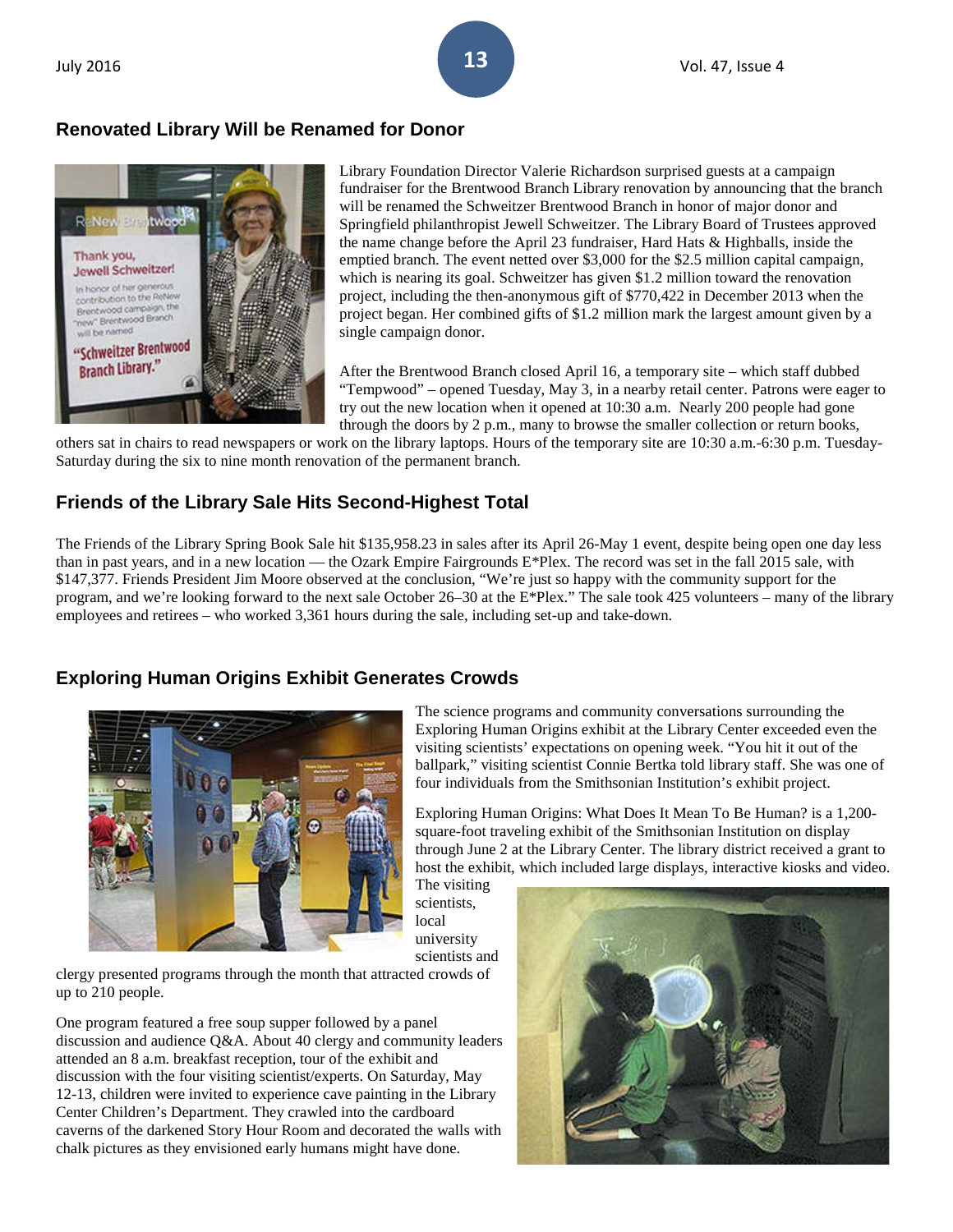## Renovated Library Will be Renamed for Donor

Library Foundation Director Valerie Richardson surprised guests at a campaign fundraiser for the Brentwood Branch Library renovation by announcing that the branch will be renamed the Schweitzer Brentwood Branch in honor of major donor and Springfield philanthropist Jewell Schweitzer. The Library Board of Trustees approved the name change before the April 23 fundraiser, Hard Hats & Highballs, inside the emptied branch. The event netted over $3,000 for the $2.5 million capital campaign, which is nearing its goal. Schweitzer has given $1.2 million toward the renovation project, including the then-anonymous gift of $770,422 in December 2013 when the project began. Her combined gifts of $1.2 million mark the largest amount given by a single campaign donor.

After the Brentwood Branch closed April 16, a temporary site – which staff dubbed "Tempwood" – opened Tuesday, May 3, in a nearby retail center. Patrons were eager to try out the new location when it opened at 10:30 a.m. Nearly 200 people had gone through the doors by 2 p.m., many to browse the smaller collection or return books, others sat in chairs to read newspapers or work on the library laptops. Hours of the temporary site are 10:30 a.m.-6:30 p.m. Tuesday-Saturday during the six to nine month renovation of the permanent branch.

## Friends of the Library Sale Hits Second-Highest Total

The Friends of the Library Spring Book Sale hit $135,958.23 in sales after its April 26-May 1 event, despite being open one day less than in past years, and in a new location — the Ozark Empire Fairgrounds E*Plex. The record was set in the fall 2015 sale, with $147,377. Friends President Jim Moore observed at the conclusion, "We're just so happy with the community support for the program, and we're looking forward to the next sale October 26–30 at the E*Plex." The sale took 425 volunteers – many of the library employees and retirees – who worked 3,361 hours during the sale, including set-up and take-down.

## Exploring Human Origins Exhibit Generates Crowds

The science programs and community conversations surrounding the Exploring Human Origins exhibit at the Library Center exceeded even the visiting scientists' expectations on opening week. "You hit it out of the ballpark," visiting scientist Connie Bertka told library staff. She was one of four individuals from the Smithsonian Institution's exhibit project.

Exploring Human Origins: What Does It Mean To Be Human? is a 1,200-square-foot traveling exhibit of the Smithsonian Institution on display through June 2 at the Library Center. The library district received a grant to host the exhibit, which included large displays, interactive kiosks and video. The visiting scientists, local university scientists and clergy presented programs through the month that attracted crowds of up to 210 people.

One program featured a free soup supper followed by a panel discussion and audience Q&A. About 40 clergy and community leaders attended an 8 a.m. breakfast reception, tour of the exhibit and discussion with the four visiting scientist/experts. On Saturday, May 12-13, children were invited to experience cave painting in the Library Center Children's Department. They crawled into the cardboard caverns of the darkened Story Hour Room and decorated the walls with chalk pictures as they envisioned early humans might have done.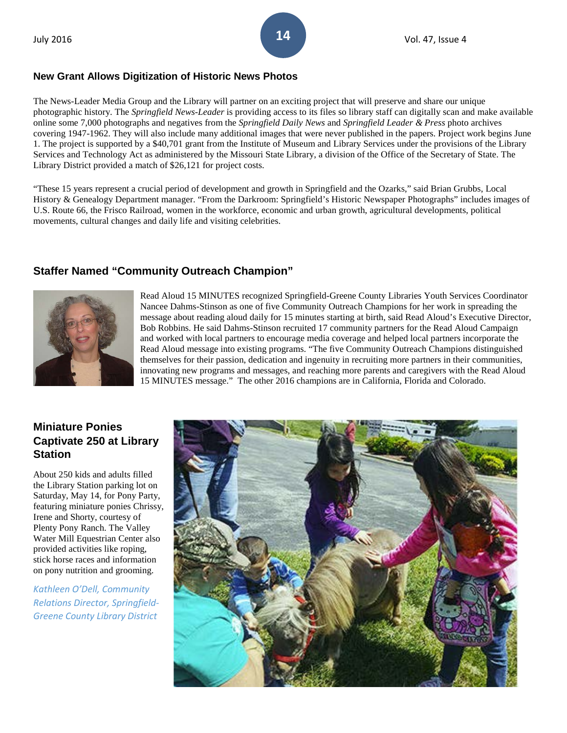## New Grant Allows Digitization of Historic News Photos

The News-Leader Media Group and the Library will partner on an exciting project that will preserve and share our unique photographic history. The *Springfield News-Leader* is providing access to its files so library staff can digitally scan and make available online some 7,000 photographs and negatives from the *Springfield Daily News* and *Springfield Leader & Press* photo archives covering 1947-1962. They will also include many additional images that were never published in the papers. Project work begins June 1. The project is supported by a $40,701 grant from the Institute of Museum and Library Services under the provisions of the Library Services and Technology Act as administered by the Missouri State Library, a division of the Office of the Secretary of State. The Library District provided a match of $26,121 for project costs.

"These 15 years represent a crucial period of development and growth in Springfield and the Ozarks," said Brian Grubbs, Local History & Genealogy Department manager. "From the Darkroom: Springfield's Historic Newspaper Photographs" includes images of U.S. Route 66, the Frisco Railroad, women in the workforce, economic and urban growth, agricultural developments, political movements, cultural changes and daily life and visiting celebrities.

## Staffer Named "Community Outreach Champion"

Read Aloud 15 MINUTES recognized Springfield-Greene County Libraries Youth Services Coordinator Nancee Dahms-Stinson as one of five Community Outreach Champions for her work in spreading the message about reading aloud daily for 15 minutes starting at birth, said Read Aloud's Executive Director, Bob Robbins. He said Dahms-Stinson recruited 17 community partners for the Read Aloud Campaign and worked with local partners to encourage media coverage and helped local partners incorporate the Read Aloud message into existing programs. "The five Community Outreach Champions distinguished themselves for their passion, dedication and ingenuity in recruiting more partners in their communities, innovating new programs and messages, and reaching more parents and caregivers with the Read Aloud 15 MINUTES message." The other 2016 champions are in California, Florida and Colorado.

## Miniature Ponies Captivate 250 at Library Station

About 250 kids and adults filled the Library Station parking lot on Saturday, May 14, for Pony Party, featuring miniature ponies Chrissy, Irene and Shorty, courtesy of Plenty Pony Ranch. The Valley Water Mill Equestrian Center also provided activities like roping, stick horse races and information on pony nutrition and grooming.

*Kathleen O'Dell, Community Relations Director, Springfield-Greene County Library District*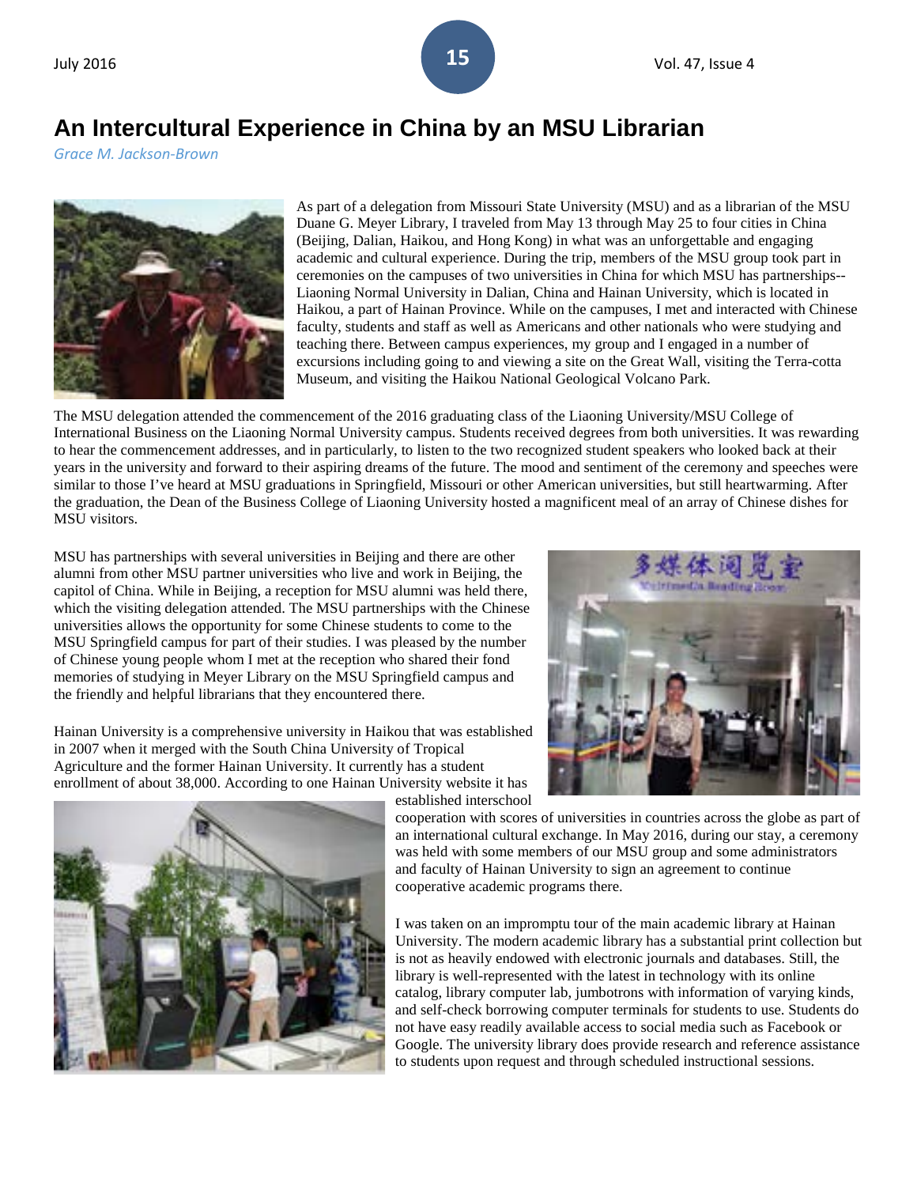# An Intercultural Experience in China by an MSU Librarian

*Grace M. Jackson-Brown*

As part of a delegation from Missouri State University (MSU) and as a librarian of the MSU Duane G. Meyer Library, I traveled from May 13 through May 25 to four cities in China (Beijing, Dalian, Haikou, and Hong Kong) in what was an unforgettable and engaging academic and cultural experience. During the trip, members of the MSU group took part in ceremonies on the campuses of two universities in China for which MSU has partnerships--Liaoning Normal University in Dalian, China and Hainan University, which is located in Haikou, a part of Hainan Province. While on the campuses, I met and interacted with Chinese faculty, students and staff as well as Americans and other nationals who were studying and teaching there. Between campus experiences, my group and I engaged in a number of excursions including going to and viewing a site on the Great Wall, visiting the Terra-cotta Museum, and visiting the Haikou National Geological Volcano Park.

The MSU delegation attended the commencement of the 2016 graduating class of the Liaoning University/MSU College of International Business on the Liaoning Normal University campus. Students received degrees from both universities. It was rewarding to hear the commencement addresses, and in particularly, to listen to the two recognized student speakers who looked back at their years in the university and forward to their aspiring dreams of the future. The mood and sentiment of the ceremony and speeches were similar to those I've heard at MSU graduations in Springfield, Missouri or other American universities, but still heartwarming. After the graduation, the Dean of the Business College of Liaoning University hosted a magnificent meal of an array of Chinese dishes for MSU visitors.

MSU has partnerships with several universities in Beijing and there are other alumni from other MSU partner universities who live and work in Beijing, the capitol of China. While in Beijing, a reception for MSU alumni was held there, which the visiting delegation attended. The MSU partnerships with the Chinese universities allows the opportunity for some Chinese students to come to the MSU Springfield campus for part of their studies. I was pleased by the number of Chinese young people whom I met at the reception who shared their fond memories of studying in Meyer Library on the MSU Springfield campus and the friendly and helpful librarians that they encountered there.

Hainan University is a comprehensive university in Haikou that was established in 2007 when it merged with the South China University of Tropical Agriculture and the former Hainan University. It currently has a student enrollment of about 38,000. According to one Hainan University website it has established interschool cooperation with scores of universities in countries across the globe as part of an international cultural exchange. In May 2016, during our stay, a ceremony was held with some members of our MSU group and some administrators and faculty of Hainan University to sign an agreement to continue cooperative academic programs there.

I was taken on an impromptu tour of the main academic library at Hainan University. The modern academic library has a substantial print collection but is not as heavily endowed with electronic journals and databases. Still, the library is well-represented with the latest in technology with its online catalog, library computer lab, jumbotrons with information of varying kinds, and self-check borrowing computer terminals for students to use. Students do not have easy readily available access to social media such as Facebook or Google. The university library does provide research and reference assistance to students upon request and through scheduled instructional sessions.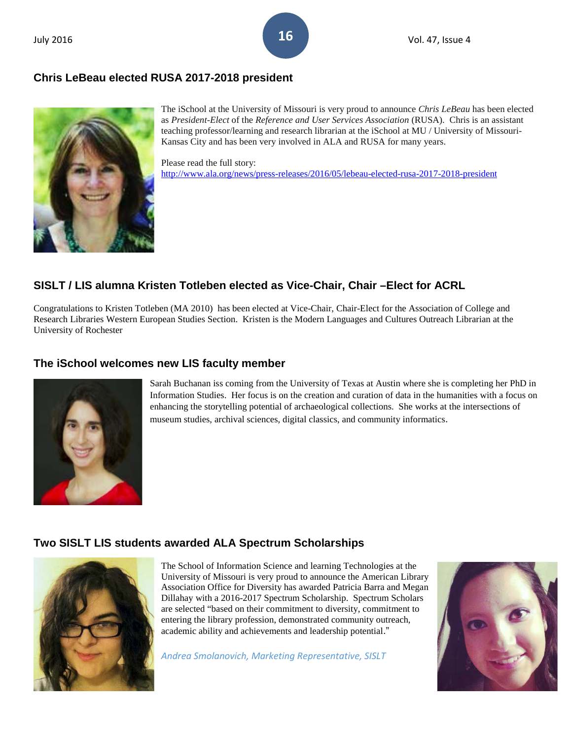## Chris LeBeau elected RUSA 2017-2018 president

The iSchool at the University of Missouri is very proud to announce *Chris LeBeau* has been elected as *President-Elect* of the *Reference and User Services Association* (RUSA). Chris is an assistant teaching professor/learning and research librarian at the iSchool at MU / University of Missouri-Kansas City and has been very involved in ALA and RUSA for many years.

Please read the full story:
http://www.ala.org/news/press-releases/2016/05/lebeau-elected-rusa-2017-2018-president

## SISLT / LIS alumna Kristen Totleben elected as Vice-Chair, Chair –Elect for ACRL

Congratulations to Kristen Totleben (MA 2010) has been elected at Vice-Chair, Chair-Elect for the Association of College and Research Libraries Western European Studies Section. Kristen is the Modern Languages and Cultures Outreach Librarian at the University of Rochester

## The iSchool welcomes new LIS faculty member

Sarah Buchanan iss coming from the University of Texas at Austin where she is completing her PhD in Information Studies. Her focus is on the creation and curation of data in the humanities with a focus on enhancing the storytelling potential of archaeological collections. She works at the intersections of museum studies, archival sciences, digital classics, and community informatics.

## Two SISLT LIS students awarded ALA Spectrum Scholarships

The School of Information Science and learning Technologies at the University of Missouri is very proud to announce the American Library Association Office for Diversity has awarded Patricia Barra and Megan Dillahay with a 2016-2017 Spectrum Scholarship. Spectrum Scholars are selected "based on their commitment to diversity, commitment to entering the library profession, demonstrated community outreach, academic ability and achievements and leadership potential."

*Andrea Smolanovich, Marketing Representative, SISLT*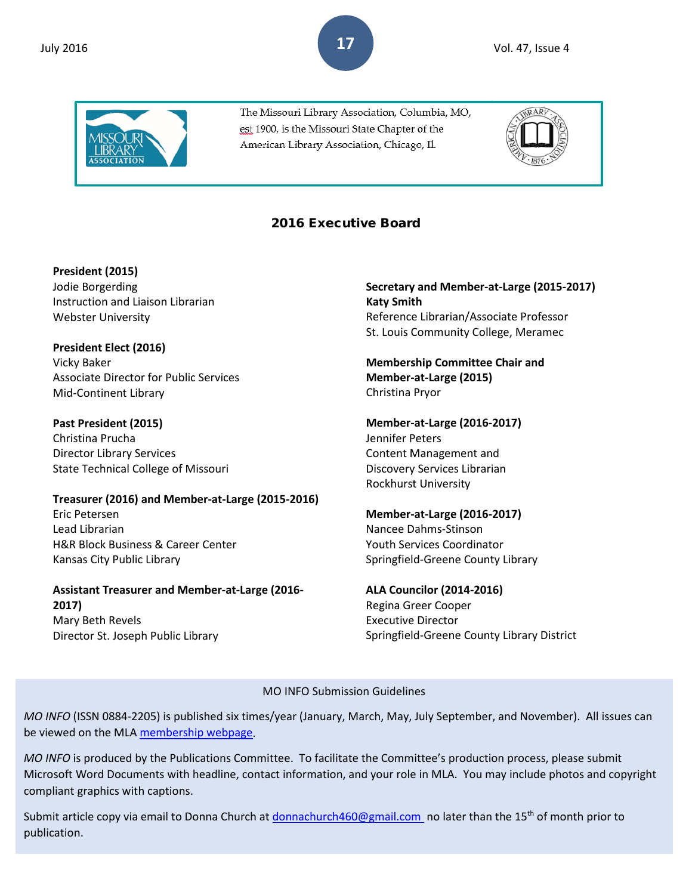The Missouri Library Association, Columbia, MO, est 1900, is the Missouri State Chapter of the American Library Association, Chicago, Il.

## 2016 Executive Board

**President (2015)**
Jodie Borgerding
Instruction and Liaison Librarian
Webster University

**President Elect (2016)**
Vicky Baker
Associate Director for Public Services
Mid-Continent Library

**Past President (2015)**
Christina Prucha
Director Library Services
State Technical College of Missouri

**Treasurer (2016) and Member-at-Large (2015-2016)**
Eric Petersen
Lead Librarian
H&R Block Business & Career Center
Kansas City Public Library

**Assistant Treasurer and Member-at-Large (2016-2017)**
Mary Beth Revels
Director St. Joseph Public Library

**Secretary and Member-at-Large (2015-2017)**
**Katy Smith**
Reference Librarian/Associate Professor
St. Louis Community College, Meramec

**Membership Committee Chair and Member-at-Large (2015)**
Christina Pryor

**Member-at-Large (2016-2017)**
Jennifer Peters
Content Management and Discovery Services Librarian
Rockhurst University

**Member-at-Large (2016-2017)**
Nancee Dahms-Stinson
Youth Services Coordinator
Springfield-Greene County Library

**ALA Councilor (2014-2016)**
Regina Greer Cooper
Executive Director
Springfield-Greene County Library District

MO INFO Submission Guidelines

*MO INFO* (ISSN 0884-2205) is published six times/year (January, March, May, July September, and November). All issues can be viewed on the MLA membership webpage.

*MO INFO* is produced by the Publications Committee. To facilitate the Committee's production process, please submit Microsoft Word Documents with headline, contact information, and your role in MLA. You may include photos and copyright compliant graphics with captions.

Submit article copy via email to Donna Church at donnachurch460@gmail.com no later than the 15th of month prior to publication.